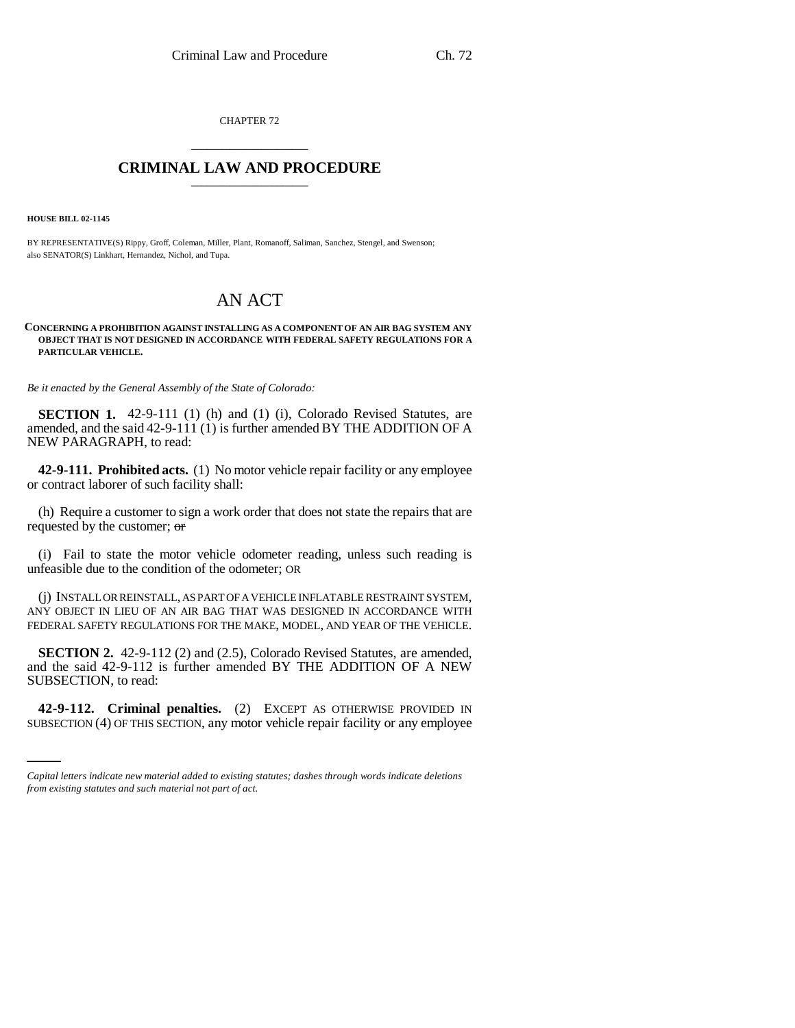CHAPTER 72

# CRIMINAL LAW AND PROCEDURE

**HOUSE BILL 02-1145**

BY REPRESENTATIVE(S) Rippy, Groff, Coleman, Miller, Plant, Romanoff, Saliman, Sanchez, Stengel, and Swenson; also SENATOR(S) Linkhart, Hernandez, Nichol, and Tupa.

# AN ACT

**CONCERNING A PROHIBITION AGAINST INSTALLING AS A COMPONENT OF AN AIR BAG SYSTEM ANY OBJECT THAT IS NOT DESIGNED IN ACCORDANCE WITH FEDERAL SAFETY REGULATIONS FOR A PARTICULAR VEHICLE.**

*Be it enacted by the General Assembly of the State of Colorado:*

**SECTION 1.** 42-9-111 (1) (h) and (1) (i), Colorado Revised Statutes, are amended, and the said 42-9-111 (1) is further amended BY THE ADDITION OF A NEW PARAGRAPH, to read:

**42-9-111. Prohibited acts.** (1) No motor vehicle repair facility or any employee or contract laborer of such facility shall:

(h) Require a customer to sign a work order that does not state the repairs that are requested by the customer; ~~or~~

(i) Fail to state the motor vehicle odometer reading, unless such reading is unfeasible due to the condition of the odometer; OR

(j) INSTALL OR REINSTALL, AS PART OF A VEHICLE INFLATABLE RESTRAINT SYSTEM, ANY OBJECT IN LIEU OF AN AIR BAG THAT WAS DESIGNED IN ACCORDANCE WITH FEDERAL SAFETY REGULATIONS FOR THE MAKE, MODEL, AND YEAR OF THE VEHICLE.

**SECTION 2.** 42-9-112 (2) and (2.5), Colorado Revised Statutes, are amended, and the said 42-9-112 is further amended BY THE ADDITION OF A NEW SUBSECTION, to read:

**42-9-112. Criminal penalties.** (2) EXCEPT AS OTHERWISE PROVIDED IN SUBSECTION (4) OF THIS SECTION, any motor vehicle repair facility or any employee

*Capital letters indicate new material added to existing statutes; dashes through words indicate deletions from existing statutes and such material not part of act.*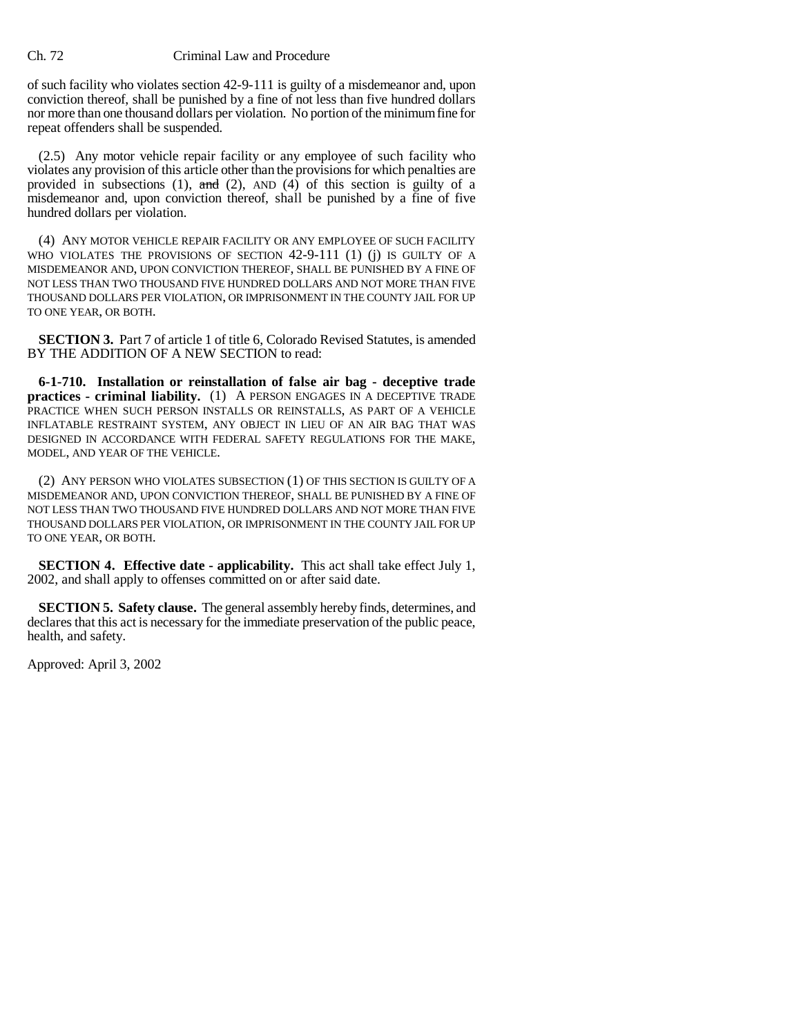of such facility who violates section 42-9-111 is guilty of a misdemeanor and, upon conviction thereof, shall be punished by a fine of not less than five hundred dollars nor more than one thousand dollars per violation. No portion of the minimum fine for repeat offenders shall be suspended.

(2.5) Any motor vehicle repair facility or any employee of such facility who violates any provision of this article other than the provisions for which penalties are provided in subsections (1), ~~and~~ (2), AND (4) of this section is guilty of a misdemeanor and, upon conviction thereof, shall be punished by a fine of five hundred dollars per violation.

(4) ANY MOTOR VEHICLE REPAIR FACILITY OR ANY EMPLOYEE OF SUCH FACILITY WHO VIOLATES THE PROVISIONS OF SECTION 42-9-111 (1) (j) IS GUILTY OF A MISDEMEANOR AND, UPON CONVICTION THEREOF, SHALL BE PUNISHED BY A FINE OF NOT LESS THAN TWO THOUSAND FIVE HUNDRED DOLLARS AND NOT MORE THAN FIVE THOUSAND DOLLARS PER VIOLATION, OR IMPRISONMENT IN THE COUNTY JAIL FOR UP TO ONE YEAR, OR BOTH.

**SECTION 3.** Part 7 of article 1 of title 6, Colorado Revised Statutes, is amended BY THE ADDITION OF A NEW SECTION to read:

**6-1-710. Installation or reinstallation of false air bag - deceptive trade practices - criminal liability.** (1) A PERSON ENGAGES IN A DECEPTIVE TRADE PRACTICE WHEN SUCH PERSON INSTALLS OR REINSTALLS, AS PART OF A VEHICLE INFLATABLE RESTRAINT SYSTEM, ANY OBJECT IN LIEU OF AN AIR BAG THAT WAS DESIGNED IN ACCORDANCE WITH FEDERAL SAFETY REGULATIONS FOR THE MAKE, MODEL, AND YEAR OF THE VEHICLE.

(2) ANY PERSON WHO VIOLATES SUBSECTION (1) OF THIS SECTION IS GUILTY OF A MISDEMEANOR AND, UPON CONVICTION THEREOF, SHALL BE PUNISHED BY A FINE OF NOT LESS THAN TWO THOUSAND FIVE HUNDRED DOLLARS AND NOT MORE THAN FIVE THOUSAND DOLLARS PER VIOLATION, OR IMPRISONMENT IN THE COUNTY JAIL FOR UP TO ONE YEAR, OR BOTH.

**SECTION 4. Effective date - applicability.** This act shall take effect July 1, 2002, and shall apply to offenses committed on or after said date.

**SECTION 5. Safety clause.** The general assembly hereby finds, determines, and declares that this act is necessary for the immediate preservation of the public peace, health, and safety.

Approved: April 3, 2002